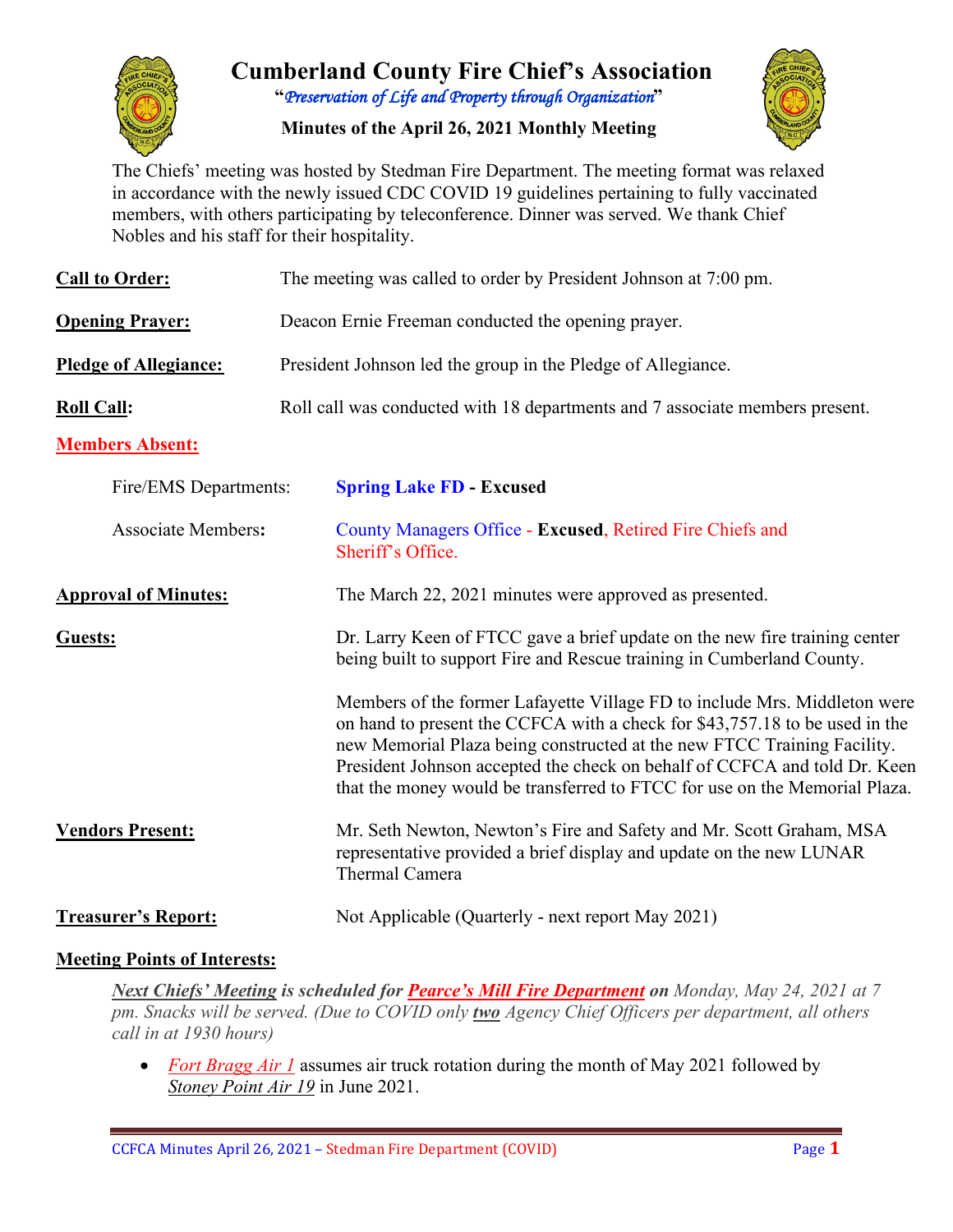# Cumberland County Fire Chief's Association

**"*Preservation of Life and Property through Organization*"**

**Minutes of the April 26, 2021 Monthly Meeting**

The Chiefs' meeting was hosted by Stedman Fire Department. The meeting format was relaxed in accordance with the newly issued CDC COVID 19 guidelines pertaining to fully vaccinated members, with others participating by teleconference. Dinner was served. We thank Chief Nobles and his staff for their hospitality.

**Call to Order:** The meeting was called to order by President Johnson at 7:00 pm.

**Opening Prayer:** Deacon Ernie Freeman conducted the opening prayer.

**Pledge of Allegiance:** President Johnson led the group in the Pledge of Allegiance.

**Roll Call:** Roll call was conducted with 18 departments and 7 associate members present.

**Members Absent:**

Fire/EMS Departments: **Spring Lake FD - Excused**

Associate Members**:** County Managers Office - **Excused**, Retired Fire Chiefs and Sheriff's Office.

**Approval of Minutes:** The March 22, 2021 minutes were approved as presented.

**Guests:** Dr. Larry Keen of FTCC gave a brief update on the new fire training center being built to support Fire and Rescue training in Cumberland County.

Members of the former Lafayette Village FD to include Mrs. Middleton were on hand to present the CCFCA with a check for $43,757.18 to be used in the new Memorial Plaza being constructed at the new FTCC Training Facility. President Johnson accepted the check on behalf of CCFCA and told Dr. Keen that the money would be transferred to FTCC for use on the Memorial Plaza.

**Vendors Present:** Mr. Seth Newton, Newton's Fire and Safety and Mr. Scott Graham, MSA representative provided a brief display and update on the new LUNAR Thermal Camera

**Treasurer's Report:** Not Applicable (Quarterly - next report May 2021)

**Meeting Points of Interests:**

***Next Chiefs' Meeting* is scheduled for *Pearce's Mill Fire Department* on** *Monday, May 24, 2021 at 7 pm. Snacks will be served. (Due to COVID only **two** Agency Chief Officers per department, all others call in at 1930 hours)*

- *Fort Bragg Air 1* assumes air truck rotation during the month of May 2021 followed by *Stoney Point Air 19* in June 2021.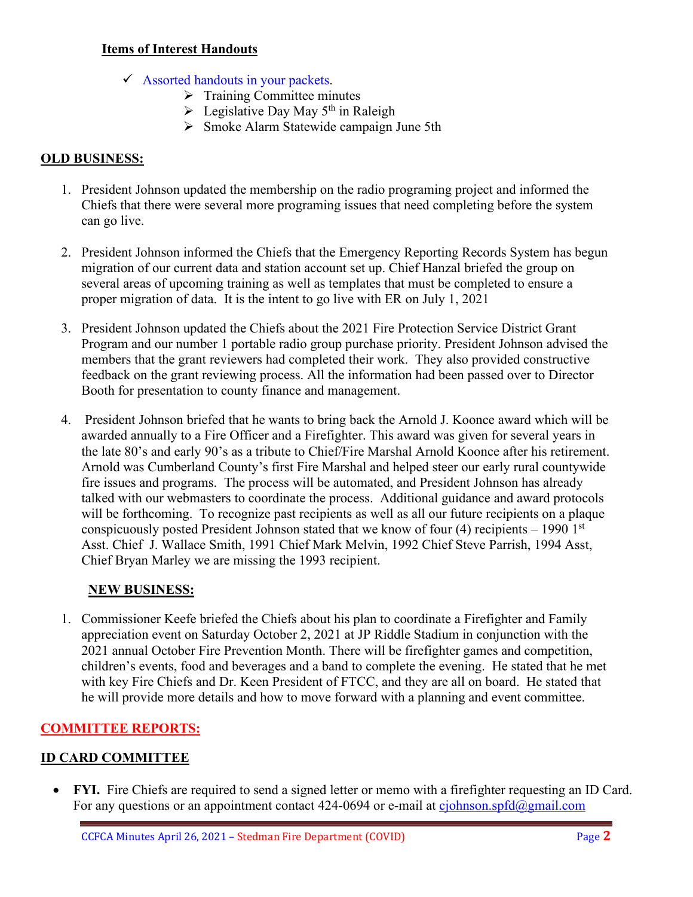**Items of Interest Handouts**

- ✓ Assorted handouts in your packets.
  - Training Committee minutes
  - Legislative Day May 5th in Raleigh
  - Smoke Alarm Statewide campaign June 5th

## OLD BUSINESS:

1. President Johnson updated the membership on the radio programing project and informed the Chiefs that there were several more programing issues that need completing before the system can go live.

2. President Johnson informed the Chiefs that the Emergency Reporting Records System has begun migration of our current data and station account set up. Chief Hanzal briefed the group on several areas of upcoming training as well as templates that must be completed to ensure a proper migration of data. It is the intent to go live with ER on July 1, 2021

3. President Johnson updated the Chiefs about the 2021 Fire Protection Service District Grant Program and our number 1 portable radio group purchase priority. President Johnson advised the members that the grant reviewers had completed their work. They also provided constructive feedback on the grant reviewing process. All the information had been passed over to Director Booth for presentation to county finance and management.

4. President Johnson briefed that he wants to bring back the Arnold J. Koonce award which will be awarded annually to a Fire Officer and a Firefighter. This award was given for several years in the late 80's and early 90's as a tribute to Chief/Fire Marshal Arnold Koonce after his retirement. Arnold was Cumberland County's first Fire Marshal and helped steer our early rural countywide fire issues and programs. The process will be automated, and President Johnson has already talked with our webmasters to coordinate the process. Additional guidance and award protocols will be forthcoming. To recognize past recipients as well as all our future recipients on a plaque conspicuously posted President Johnson stated that we know of four (4) recipients – 1990 1st Asst. Chief J. Wallace Smith, 1991 Chief Mark Melvin, 1992 Chief Steve Parrish, 1994 Asst, Chief Bryan Marley we are missing the 1993 recipient.

## NEW BUSINESS:

1. Commissioner Keefe briefed the Chiefs about his plan to coordinate a Firefighter and Family appreciation event on Saturday October 2, 2021 at JP Riddle Stadium in conjunction with the 2021 annual October Fire Prevention Month. There will be firefighter games and competition, children's events, food and beverages and a band to complete the evening. He stated that he met with key Fire Chiefs and Dr. Keen President of FTCC, and they are all on board. He stated that he will provide more details and how to move forward with a planning and event committee.

## COMMITTEE REPORTS:

## ID CARD COMMITTEE

- **FYI.** Fire Chiefs are required to send a signed letter or memo with a firefighter requesting an ID Card. For any questions or an appointment contact 424-0694 or e-mail at cjohnson.spfd@gmail.com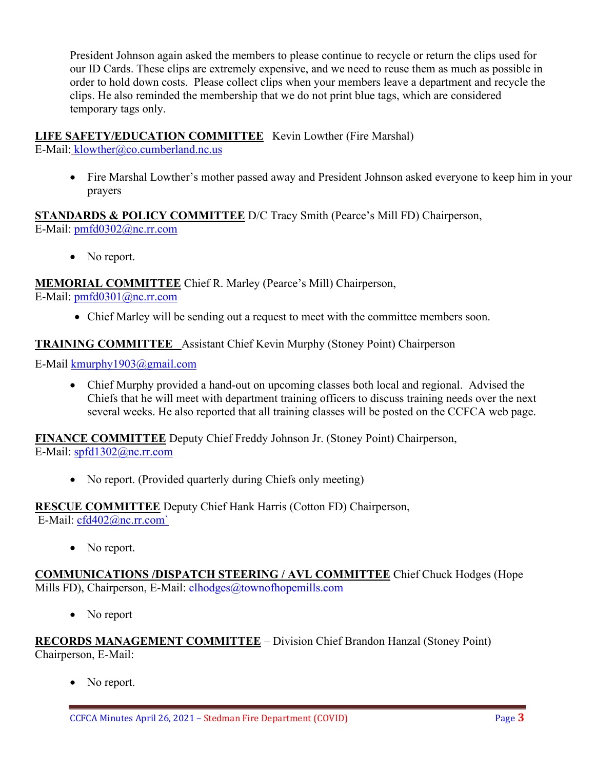President Johnson again asked the members to please continue to recycle or return the clips used for our ID Cards. These clips are extremely expensive, and we need to reuse them as much as possible in order to hold down costs. Please collect clips when your members leave a department and recycle the clips. He also reminded the membership that we do not print blue tags, which are considered temporary tags only.

**LIFE SAFETY/EDUCATION COMMITTEE** Kevin Lowther (Fire Marshal)
E-Mail: klowther@co.cumberland.nc.us

- Fire Marshal Lowther's mother passed away and President Johnson asked everyone to keep him in your prayers

**STANDARDS & POLICY COMMITTEE** D/C Tracy Smith (Pearce's Mill FD) Chairperson,
E-Mail: pmfd0302@nc.rr.com

- No report.

**MEMORIAL COMMITTEE** Chief R. Marley (Pearce's Mill) Chairperson,
E-Mail: pmfd0301@nc.rr.com

- Chief Marley will be sending out a request to meet with the committee members soon.

**TRAINING COMMITTEE** Assistant Chief Kevin Murphy (Stoney Point) Chairperson

E-Mail kmurphy1903@gmail.com

- Chief Murphy provided a hand-out on upcoming classes both local and regional. Advised the Chiefs that he will meet with department training officers to discuss training needs over the next several weeks. He also reported that all training classes will be posted on the CCFCA web page.

**FINANCE COMMITTEE** Deputy Chief Freddy Johnson Jr. (Stoney Point) Chairperson,
E-Mail: spfd1302@nc.rr.com

- No report. (Provided quarterly during Chiefs only meeting)

**RESCUE COMMITTEE** Deputy Chief Hank Harris (Cotton FD) Chairperson,
E-Mail: cfd402@nc.rr.com`

- No report.

**COMMUNICATIONS /DISPATCH STEERING / AVL COMMITTEE** Chief Chuck Hodges (Hope Mills FD), Chairperson, E-Mail: clhodges@townofhopemills.com

- No report

**RECORDS MANAGEMENT COMMITTEE** – Division Chief Brandon Hanzal (Stoney Point) Chairperson, E-Mail:

- No report.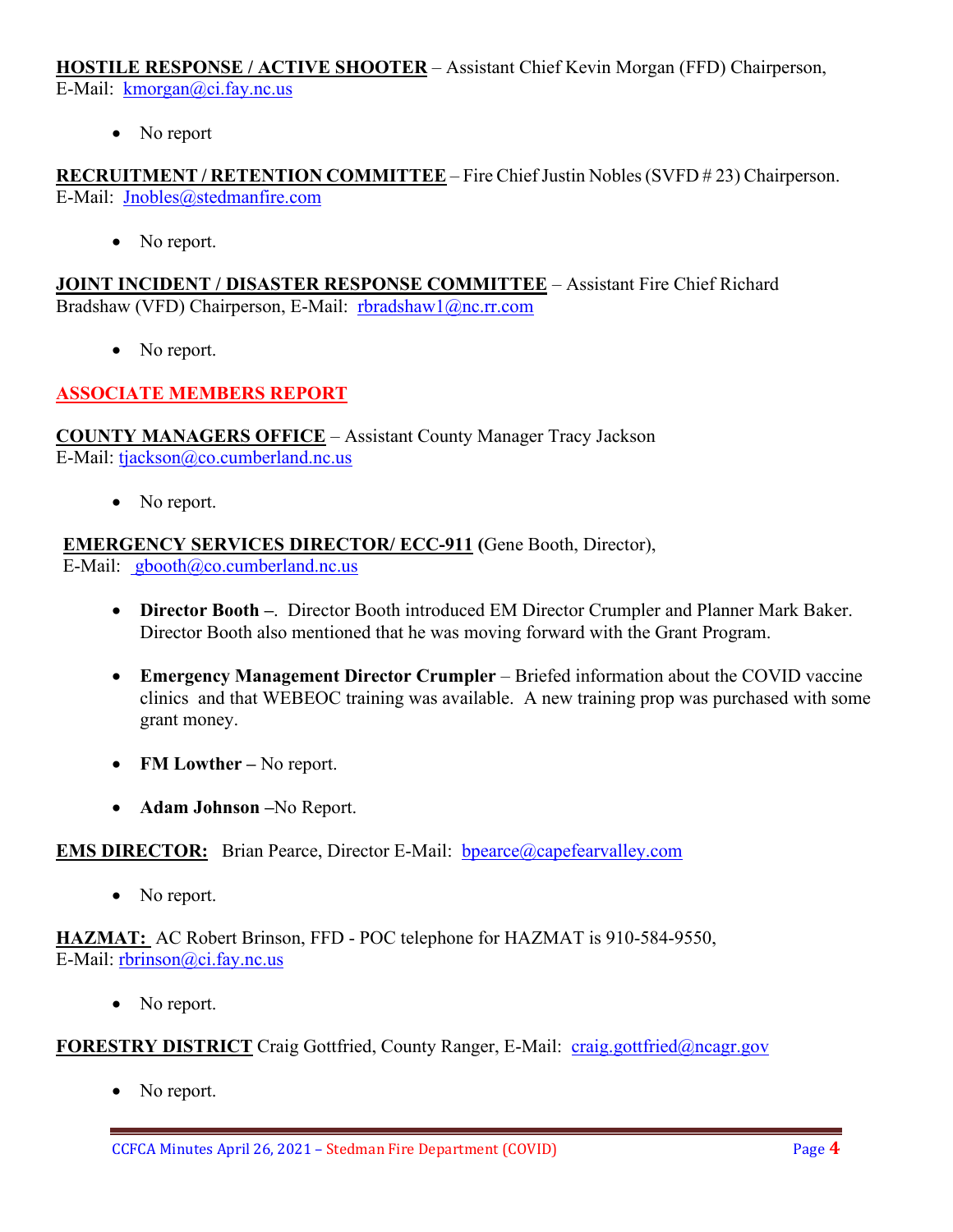**HOSTILE RESPONSE / ACTIVE SHOOTER** – Assistant Chief Kevin Morgan (FFD) Chairperson, E-Mail: kmorgan@ci.fay.nc.us

- No report

**RECRUITMENT / RETENTION COMMITTEE** – Fire Chief Justin Nobles (SVFD # 23) Chairperson. E-Mail: Jnobles@stedmanfire.com

- No report.

**JOINT INCIDENT / DISASTER RESPONSE COMMITTEE** – Assistant Fire Chief Richard Bradshaw (VFD) Chairperson, E-Mail: rbradshaw1@nc.rr.com

- No report.

## ASSOCIATE MEMBERS REPORT

**COUNTY MANAGERS OFFICE** – Assistant County Manager Tracy Jackson
E-Mail: tjackson@co.cumberland.nc.us

- No report.

**EMERGENCY SERVICES DIRECTOR/ ECC-911 (**Gene Booth, Director),
E-Mail: gbooth@co.cumberland.nc.us

- **Director Booth –**. Director Booth introduced EM Director Crumpler and Planner Mark Baker. Director Booth also mentioned that he was moving forward with the Grant Program.
- **Emergency Management Director Crumpler** – Briefed information about the COVID vaccine clinics and that WEBEOC training was available. A new training prop was purchased with some grant money.
- **FM Lowther –** No report.
- **Adam Johnson –**No Report.

**EMS DIRECTOR:** Brian Pearce, Director E-Mail: bpearce@capefearvalley.com

- No report.

**HAZMAT:** AC Robert Brinson, FFD - POC telephone for HAZMAT is 910-584-9550, E-Mail: rbrinson@ci.fay.nc.us

- No report.

**FORESTRY DISTRICT** Craig Gottfried, County Ranger, E-Mail: craig.gottfried@ncagr.gov

- No report.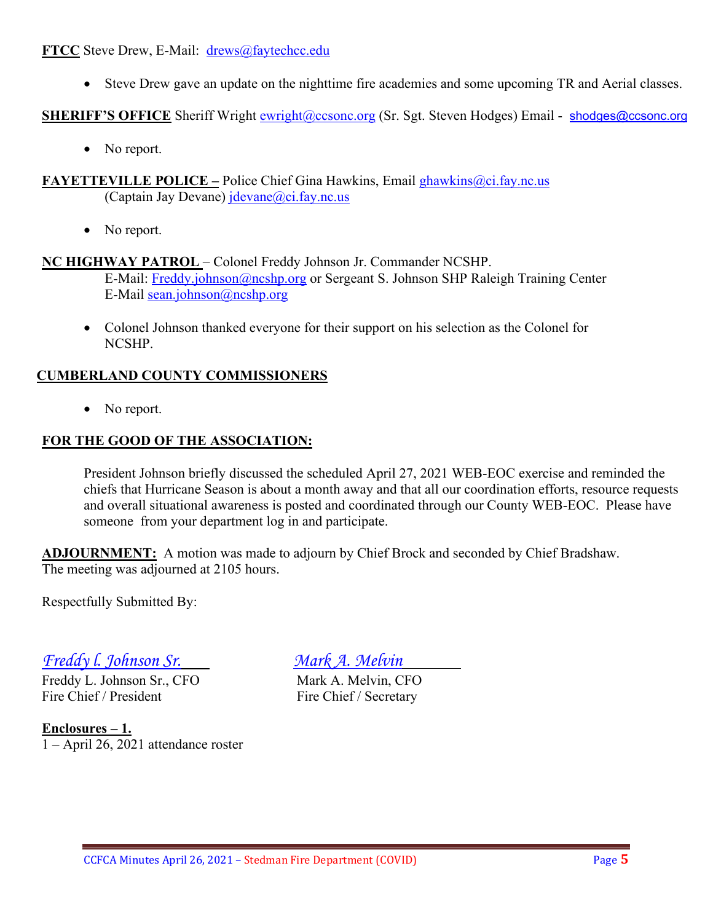**FTCC** Steve Drew, E-Mail: drews@faytechcc.edu

- Steve Drew gave an update on the nighttime fire academies and some upcoming TR and Aerial classes.

**SHERIFF'S OFFICE** Sheriff Wright ewright@ccsonc.org (Sr. Sgt. Steven Hodges) Email - shodges@ccsonc.org

- No report.

**FAYETTEVILLE POLICE –** Police Chief Gina Hawkins, Email ghawkins@ci.fay.nc.us
(Captain Jay Devane) jdevane@ci.fay.nc.us

- No report.

**NC HIGHWAY PATROL** – Colonel Freddy Johnson Jr. Commander NCSHP.
E-Mail: Freddy.johnson@ncshp.org or Sergeant S. Johnson SHP Raleigh Training Center
E-Mail sean.johnson@ncshp.org

- Colonel Johnson thanked everyone for their support on his selection as the Colonel for NCSHP.

**CUMBERLAND COUNTY COMMISSIONERS**

- No report.

**FOR THE GOOD OF THE ASSOCIATION:**

President Johnson briefly discussed the scheduled April 27, 2021 WEB-EOC exercise and reminded the chiefs that Hurricane Season is about a month away and that all our coordination efforts, resource requests and overall situational awareness is posted and coordinated through our County WEB-EOC. Please have someone from your department log in and participate.

**ADJOURNMENT:** A motion was made to adjourn by Chief Brock and seconded by Chief Bradshaw. The meeting was adjourned at 2105 hours.

Respectfully Submitted By:

*Freddy l. Johnson Sr.*
Freddy L. Johnson Sr., CFO
Fire Chief / President

*Mark A. Melvin*
Mark A. Melvin, CFO
Fire Chief / Secretary

**Enclosures – 1.**
1 – April 26, 2021 attendance roster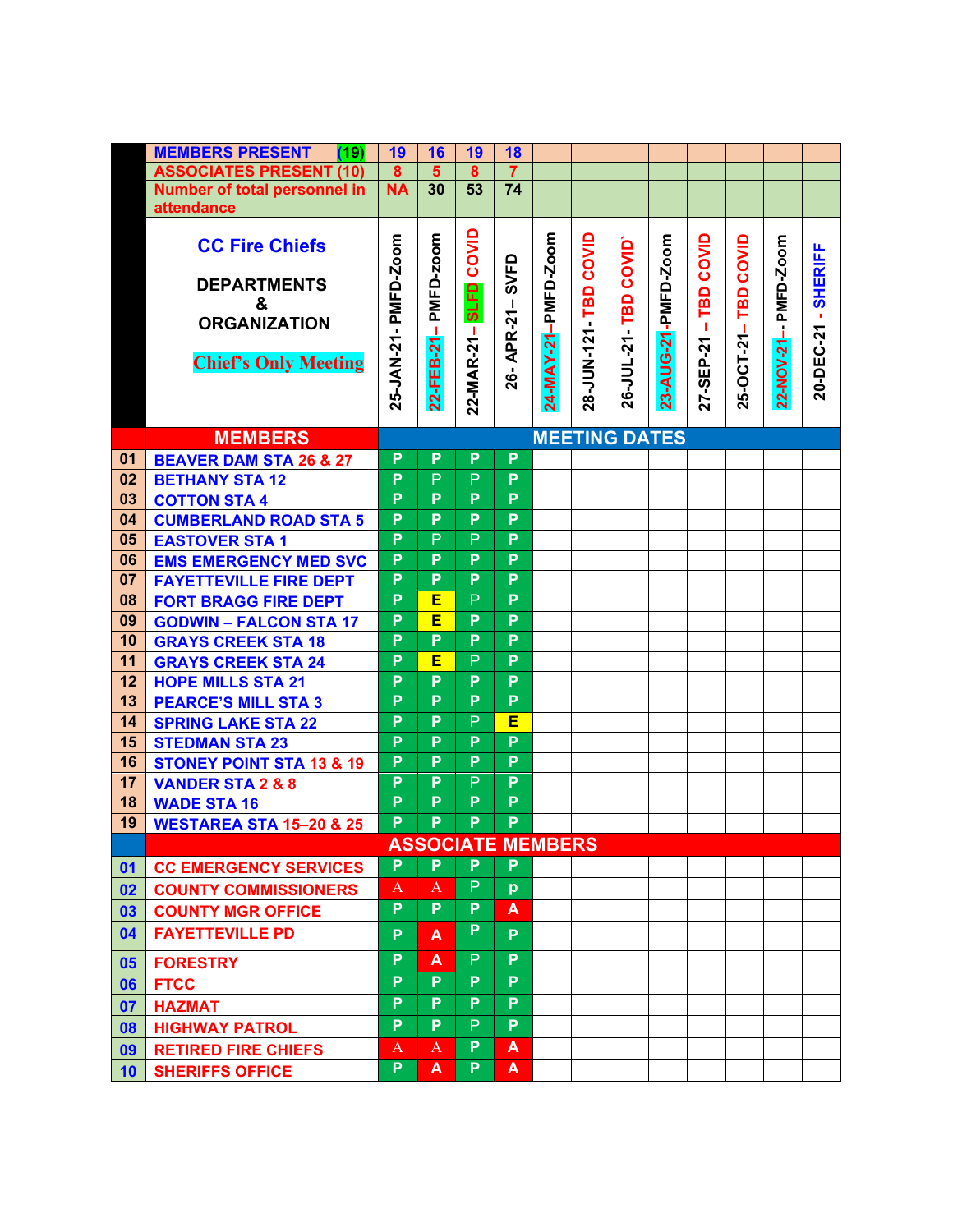| | | 25-JAN-21- PMFD-Zoom | 22-FEB-21– PMFD-zoom | 22-MAR-21– SLFD COVID | 26- APR-21– SVFD | 24-MAY-21–PMFD-Zoom | 28-JUN-121- TBD COVID | 26-JUL-21- TBD COVID` | 23-AUG-21-PMFD-Zoom | 27-SEP-21 – TBD COVID | 25-OCT-21– TBD COVID | 22-NOV-21-- PMFD-Zoom | 20-DEC-21 - SHERIFF |
|---|---|---|---|---|---|---|---|---|---|---|---|---|---|
| | MEMBERS PRESENT (19) | 19 | 16 | 19 | 18 | | | | | | | | |
| | ASSOCIATES PRESENT (10) | 8 | 5 | 8 | 7 | | | | | | | | |
| | Number of total personnel in attendance | NA | 30 | 53 | 74 | | | | | | | | |
| | CC Fire Chiefs<br><br>DEPARTMENTS & ORGANIZATION<br><br>Chief's Only Meeting | | | | | | | | | | | | |
| | **MEMBERS** | **MEETING DATES** | | | | | | | | | | | |
| 01 | BEAVER DAM STA 26 & 27 | P | P | P | P | | | | | | | | |
| 02 | BETHANY STA 12 | P | P | P | P | | | | | | | | |
| 03 | COTTON STA 4 | P | P | P | P | | | | | | | | |
| 04 | CUMBERLAND ROAD STA 5 | P | P | P | P | | | | | | | | |
| 05 | EASTOVER STA 1 | P | P | P | P | | | | | | | | |
| 06 | EMS EMERGENCY MED SVC | P | P | P | P | | | | | | | | |
| 07 | FAYETTEVILLE FIRE DEPT | P | P | P | P | | | | | | | | |
| 08 | FORT BRAGG FIRE DEPT | P | E | P | P | | | | | | | | |
| 09 | GODWIN – FALCON STA 17 | P | E | P | P | | | | | | | | |
| 10 | GRAYS CREEK STA 18 | P | P | P | P | | | | | | | | |
| 11 | GRAYS CREEK STA 24 | P | E | P | P | | | | | | | | |
| 12 | HOPE MILLS STA 21 | P | P | P | P | | | | | | | | |
| 13 | PEARCE'S MILL STA 3 | P | P | P | P | | | | | | | | |
| 14 | SPRING LAKE STA 22 | P | P | P | E | | | | | | | | |
| 15 | STEDMAN STA 23 | P | P | P | P | | | | | | | | |
| 16 | STONEY POINT STA 13 & 19 | P | P | P | P | | | | | | | | |
| 17 | VANDER STA 2 & 8 | P | P | P | P | | | | | | | | |
| 18 | WADE STA 16 | P | P | P | P | | | | | | | | |
| 19 | WESTAREA STA 15–20 & 25 | P | P | P | P | | | | | | | | |
| | **ASSOCIATE MEMBERS** | | | | | | | | | | | | |
| 01 | CC EMERGENCY SERVICES | P | P | P | P | | | | | | | | |
| 02 | COUNTY COMMISSIONERS | A | A | P | p | | | | | | | | |
| 03 | COUNTY MGR OFFICE | P | P | P | A | | | | | | | | |
| 04 | FAYETTEVILLE PD | P | A | P | P | | | | | | | | |
| 05 | FORESTRY | P | A | P | P | | | | | | | | |
| 06 | FTCC | P | P | P | P | | | | | | | | |
| 07 | HAZMAT | P | P | P | P | | | | | | | | |
| 08 | HIGHWAY PATROL | P | P | P | P | | | | | | | | |
| 09 | RETIRED FIRE CHIEFS | A | A | P | A | | | | | | | | |
| 10 | SHERIFFS OFFICE | P | A | P | A | | | | | | | | |